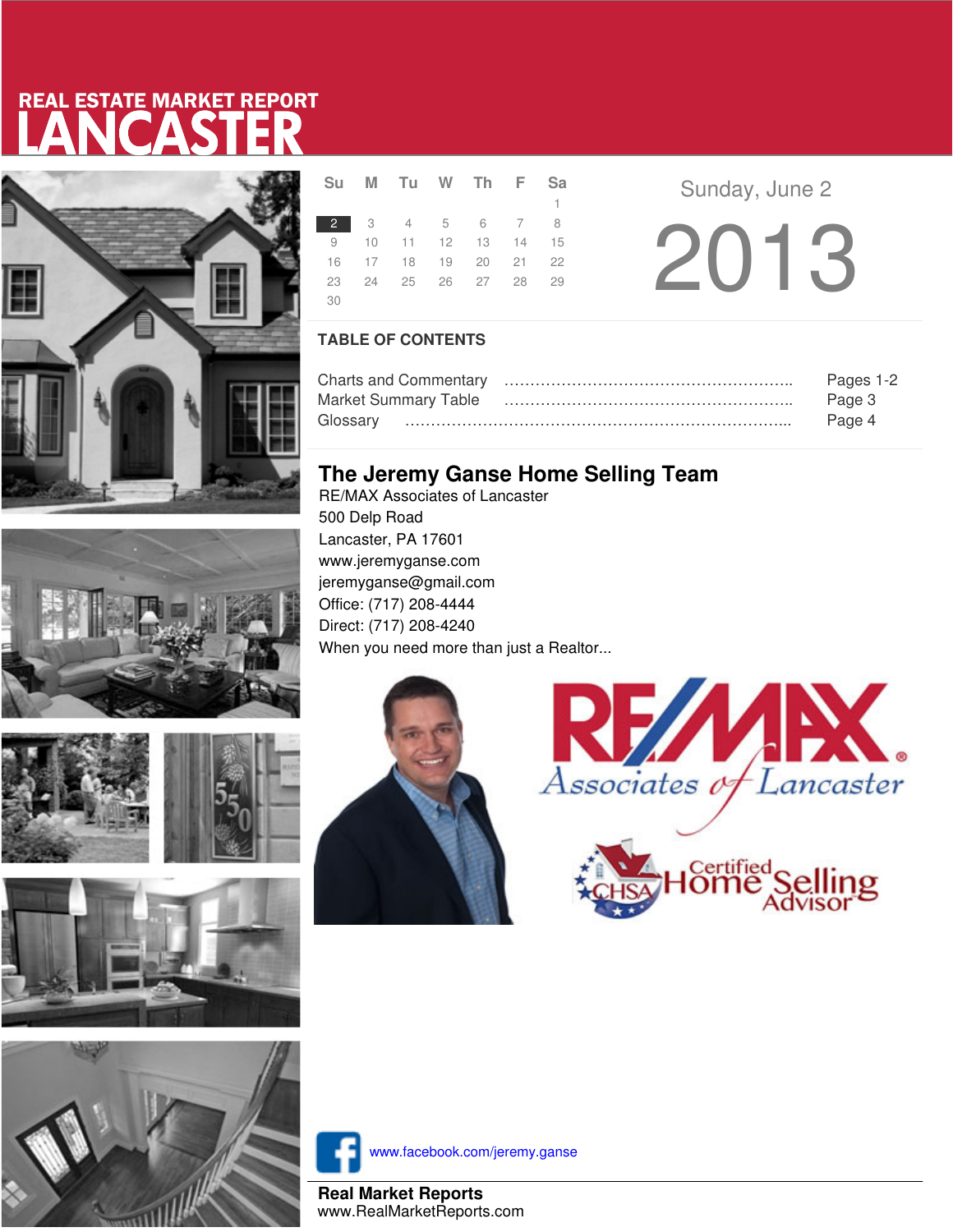# REAL ESTATE MARKET REPORT
# LANCASTER

| Su | M | Tu | W | Th | F | Sa |
|---|---|---|---|---|---|---|
| | | | | | | 1 |
| **2** | 3 | 4 | 5 | 6 | 7 | 8 |
| 9 | 10 | 11 | 12 | 13 | 14 | 15 |
| 16 | 17 | 18 | 19 | 20 | 21 | 22 |
| 23 | 24 | 25 | 26 | 27 | 28 | 29 |
| 30 | | | | | | |

Sunday, June 2

2013

## TABLE OF CONTENTS

Charts and Commentary ………………………………………………….. Pages 1-2
Market Summary Table ………………………………………………….. Page 3
Glossary …………………………………………………………………….. Page 4

## The Jeremy Ganse Home Selling Team

RE/MAX Associates of Lancaster
500 Delp Road
Lancaster, PA 17601
www.jeremyganse.com
jeremyganse@gmail.com
Office: (717) 208-4444
Direct: (717) 208-4240
When you need more than just a Realtor...

RE/MAX Associates of Lancaster

CHSA Certified Home Selling Advisor

www.facebook.com/jeremy.ganse

**Real Market Reports**
www.RealMarketReports.com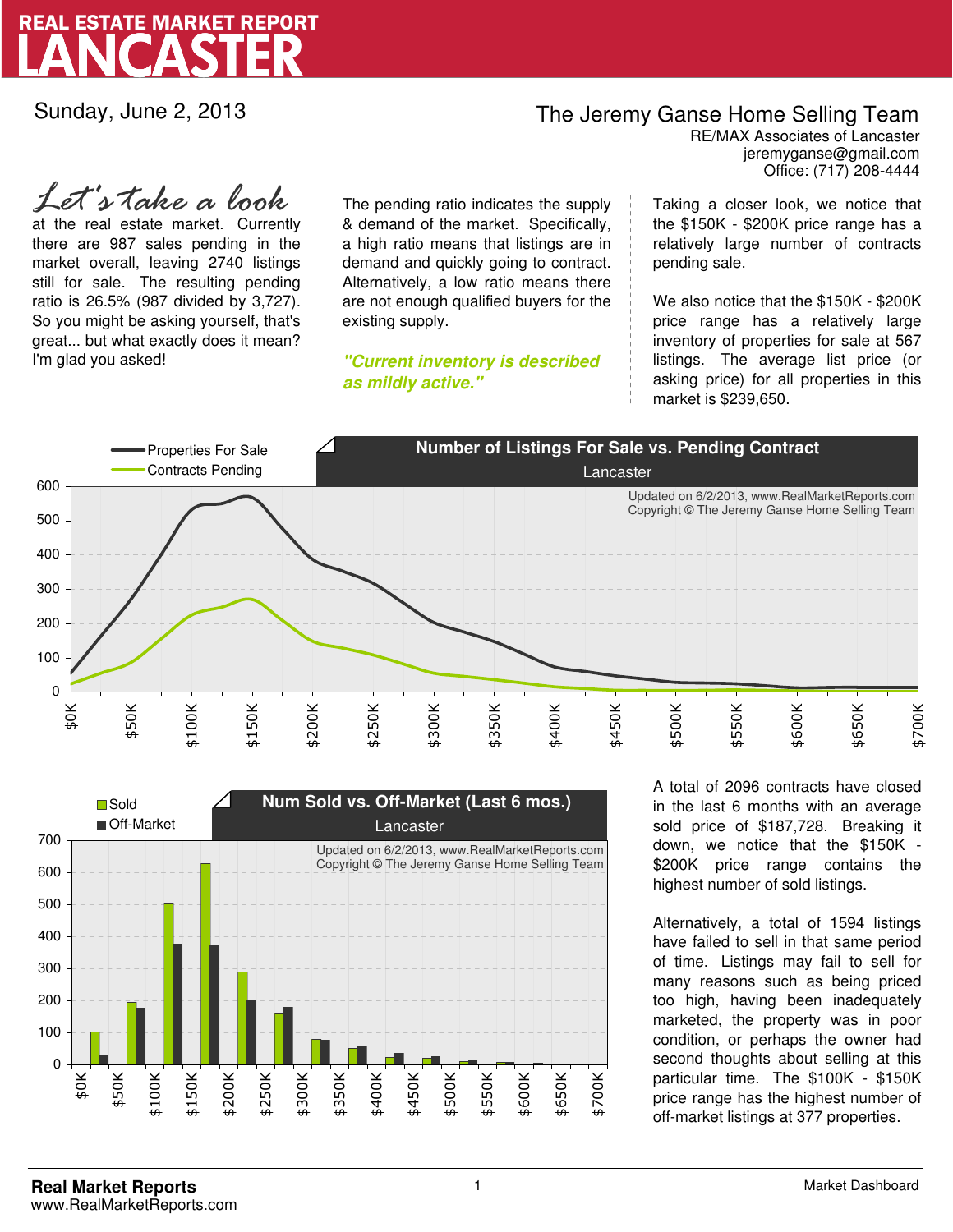# REAL ESTATE MARKET REPORT
# LANCASTER

Sunday, June 2, 2013

**The Jeremy Ganse Home Selling Team**
RE/MAX Associates of Lancaster
jeremyganse@gmail.com
Office: (717) 208-4444

*Let's take a look* at the real estate market. Currently there are 987 sales pending in the market overall, leaving 2740 listings still for sale. The resulting pending ratio is 26.5% (987 divided by 3,727). So you might be asking yourself, that's great... but what exactly does it mean? I'm glad you asked!

The pending ratio indicates the supply & demand of the market. Specifically, a high ratio means that listings are in demand and quickly going to contract. Alternatively, a low ratio means there are not enough qualified buyers for the existing supply.

***"Current inventory is described as mildly active."***

Taking a closer look, we notice that the $150K - $200K price range has a relatively large number of contracts pending sale.

We also notice that the $150K - $200K price range has a relatively large inventory of properties for sale at 567 listings. The average list price (or asking price) for all properties in this market is $239,650.

**Number of Listings For Sale vs. Pending Contract**
Lancaster

Properties For Sale
Contracts Pending

Updated on 6/2/2013, www.RealMarketReports.com
Copyright © The Jeremy Ganse Home Selling Team

**Num Sold vs. Off-Market (Last 6 mos.)**
Lancaster

Sold
Off-Market

Updated on 6/2/2013, www.RealMarketReports.com
Copyright © The Jeremy Ganse Home Selling Team

A total of 2096 contracts have closed in the last 6 months with an average sold price of $187,728. Breaking it down, we notice that the $150K - $200K price range contains the highest number of sold listings.

Alternatively, a total of 1594 listings have failed to sell in that same period of time. Listings may fail to sell for many reasons such as being priced too high, having been inadequately marketed, the property was in poor condition, or perhaps the owner had second thoughts about selling at this particular time. The $100K - $150K price range has the highest number of off-market listings at 377 properties.

**Real Market Reports**
www.RealMarketReports.com

Market Dashboard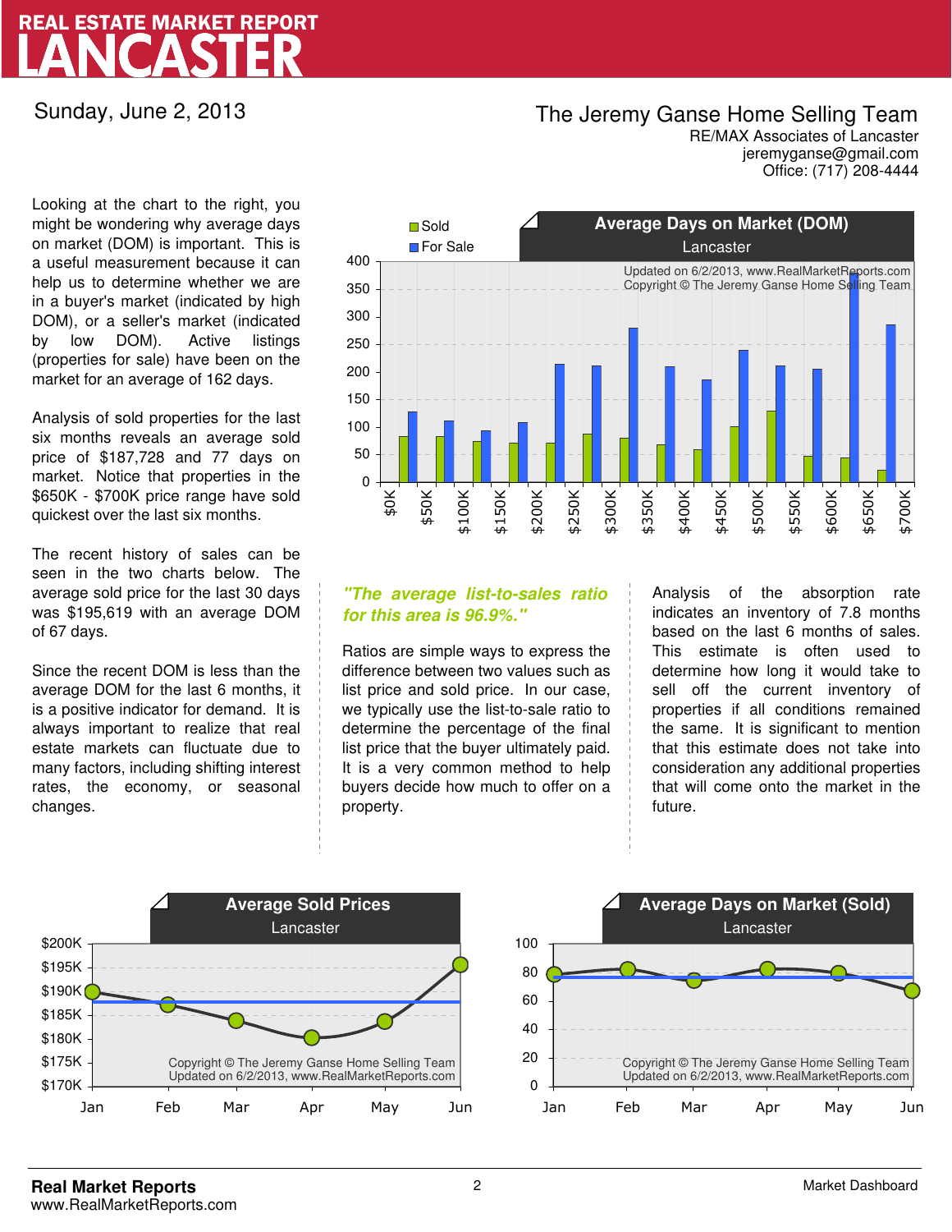# REAL ESTATE MARKET REPORT
# LANCASTER

Sunday, June 2, 2013

**The Jeremy Ganse Home Selling Team**
RE/MAX Associates of Lancaster
jeremyganse@gmail.com
Office: (717) 208-4444

Looking at the chart to the right, you might be wondering why average days on market (DOM) is important. This is a useful measurement because it can help us to determine whether we are in a buyer's market (indicated by high DOM), or a seller's market (indicated by low DOM). Active listings (properties for sale) have been on the market for an average of 162 days.

Analysis of sold properties for the last six months reveals an average sold price of $187,728 and 77 days on market. Notice that properties in the $650K - $700K price range have sold quickest over the last six months.

The recent history of sales can be seen in the two charts below. The average sold price for the last 30 days was $195,619 with an average DOM of 67 days.

Since the recent DOM is less than the average DOM for the last 6 months, it is a positive indicator for demand. It is always important to realize that real estate markets can fluctuate due to many factors, including shifting interest rates, the economy, or seasonal changes.

### Average Days on Market (DOM)
Lancaster

Sold / For Sale

Updated on 6/2/2013, www.RealMarketReports.com
Copyright © The Jeremy Ganse Home Selling Team

***"The average list-to-sales ratio for this area is 96.9%."***

Ratios are simple ways to express the difference between two values such as list price and sold price. In our case, we typically use the list-to-sale ratio to determine the percentage of the final list price that the buyer ultimately paid. It is a very common method to help buyers decide how much to offer on a property.

Analysis of the absorption rate indicates an inventory of 7.8 months based on the last 6 months of sales. This estimate is often used to determine how long it would take to sell off the current inventory of properties if all conditions remained the same. It is significant to mention that this estimate does not take into consideration any additional properties that will come onto the market in the future.

### Average Sold Prices
Lancaster

Copyright © The Jeremy Ganse Home Selling Team
Updated on 6/2/2013, www.RealMarketReports.com

### Average Days on Market (Sold)
Lancaster

Copyright © The Jeremy Ganse Home Selling Team
Updated on 6/2/2013, www.RealMarketReports.com

**Real Market Reports**
www.RealMarketReports.com

Market Dashboard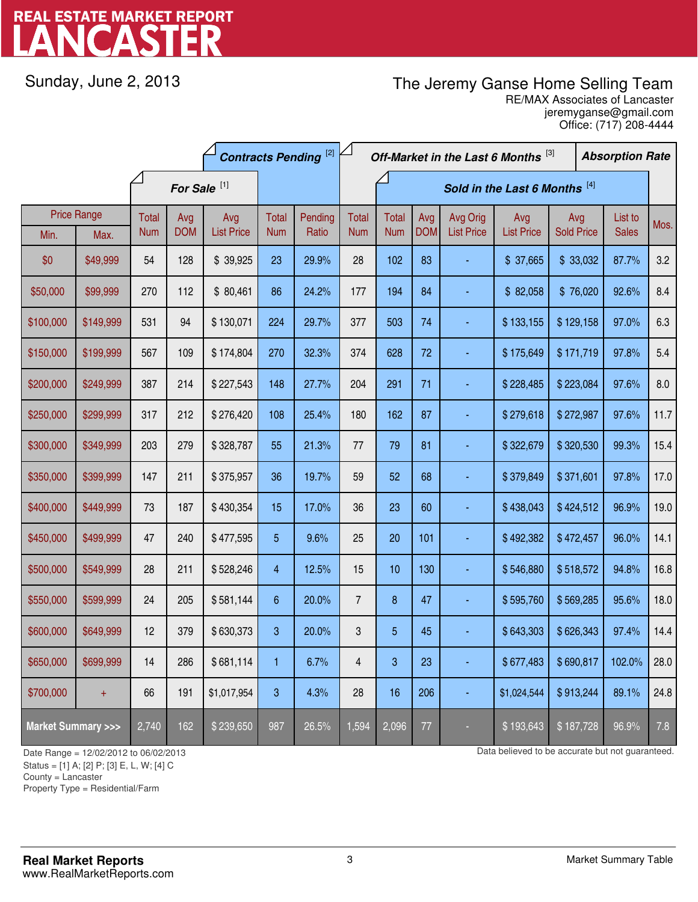# REAL ESTATE MARKET REPORT
# LANCASTER

Sunday, June 2, 2013

**The Jeremy Ganse Home Selling Team**
RE/MAX Associates of Lancaster
jeremyganse@gmail.com
Office: (717) 208-4444

| Price Range | | For Sale [1] | | | Contracts Pending [2] | | Off-Market in the Last 6 Months [3] | Sold in the Last 6 Months [4] | | | | | | Absorption Rate |
|---|---|---|---|---|---|---|---|---|---|---|---|---|---|---|
| Min. | Max. | Total Num | Avg DOM | Avg List Price | Total Num | Pending Ratio | Total Num | Total Num | Avg DOM | Avg Orig List Price | Avg List Price | Avg Sold Price | List to Sales | Mos. |
| $0 | $49,999 | 54 | 128 | $ 39,925 | 23 | 29.9% | 28 | 102 | 83 | - | $ 37,665 | $ 33,032 | 87.7% | 3.2 |
| $50,000 | $99,999 | 270 | 112 | $ 80,461 | 86 | 24.2% | 177 | 194 | 84 | - | $ 82,058 | $ 76,020 | 92.6% | 8.4 |
| $100,000 | $149,999 | 531 | 94 | $ 130,071 | 224 | 29.7% | 377 | 503 | 74 | - | $ 133,155 | $ 129,158 | 97.0% | 6.3 |
| $150,000 | $199,999 | 567 | 109 | $ 174,804 | 270 | 32.3% | 374 | 628 | 72 | - | $ 175,649 | $ 171,719 | 97.8% | 5.4 |
| $200,000 | $249,999 | 387 | 214 | $ 227,543 | 148 | 27.7% | 204 | 291 | 71 | - | $ 228,485 | $ 223,084 | 97.6% | 8.0 |
| $250,000 | $299,999 | 317 | 212 | $ 276,420 | 108 | 25.4% | 180 | 162 | 87 | - | $ 279,618 | $ 272,987 | 97.6% | 11.7 |
| $300,000 | $349,999 | 203 | 279 | $ 328,787 | 55 | 21.3% | 77 | 79 | 81 | - | $ 322,679 | $ 320,530 | 99.3% | 15.4 |
| $350,000 | $399,999 | 147 | 211 | $ 375,957 | 36 | 19.7% | 59 | 52 | 68 | - | $ 379,849 | $ 371,601 | 97.8% | 17.0 |
| $400,000 | $449,999 | 73 | 187 | $ 430,354 | 15 | 17.0% | 36 | 23 | 60 | - | $ 438,043 | $ 424,512 | 96.9% | 19.0 |
| $450,000 | $499,999 | 47 | 240 | $ 477,595 | 5 | 9.6% | 25 | 20 | 101 | - | $ 492,382 | $ 472,457 | 96.0% | 14.1 |
| $500,000 | $549,999 | 28 | 211 | $ 528,246 | 4 | 12.5% | 15 | 10 | 130 | - | $ 546,880 | $ 518,572 | 94.8% | 16.8 |
| $550,000 | $599,999 | 24 | 205 | $ 581,144 | 6 | 20.0% | 7 | 8 | 47 | - | $ 595,760 | $ 569,285 | 95.6% | 18.0 |
| $600,000 | $649,999 | 12 | 379 | $ 630,373 | 3 | 20.0% | 3 | 5 | 45 | - | $ 643,303 | $ 626,343 | 97.4% | 14.4 |
| $650,000 | $699,999 | 14 | 286 | $ 681,114 | 1 | 6.7% | 4 | 3 | 23 | - | $ 677,483 | $ 690,817 | 102.0% | 28.0 |
| $700,000 | + | 66 | 191 | $1,017,954 | 3 | 4.3% | 28 | 16 | 206 | - | $1,024,544 | $ 913,244 | 89.1% | 24.8 |
| **Market Summary >>>** | | 2,740 | 162 | $ 239,650 | 987 | 26.5% | 1,594 | 2,096 | 77 | - | $ 193,643 | $ 187,728 | 96.9% | 7.8 |

Date Range = 12/02/2012 to 06/02/2013
Status = [1] A; [2] P; [3] E, L, W; [4] C
County = Lancaster
Property Type = Residential/Farm

Data believed to be accurate but not guaranteed.

**Real Market Reports**
www.RealMarketReports.com

Market Summary Table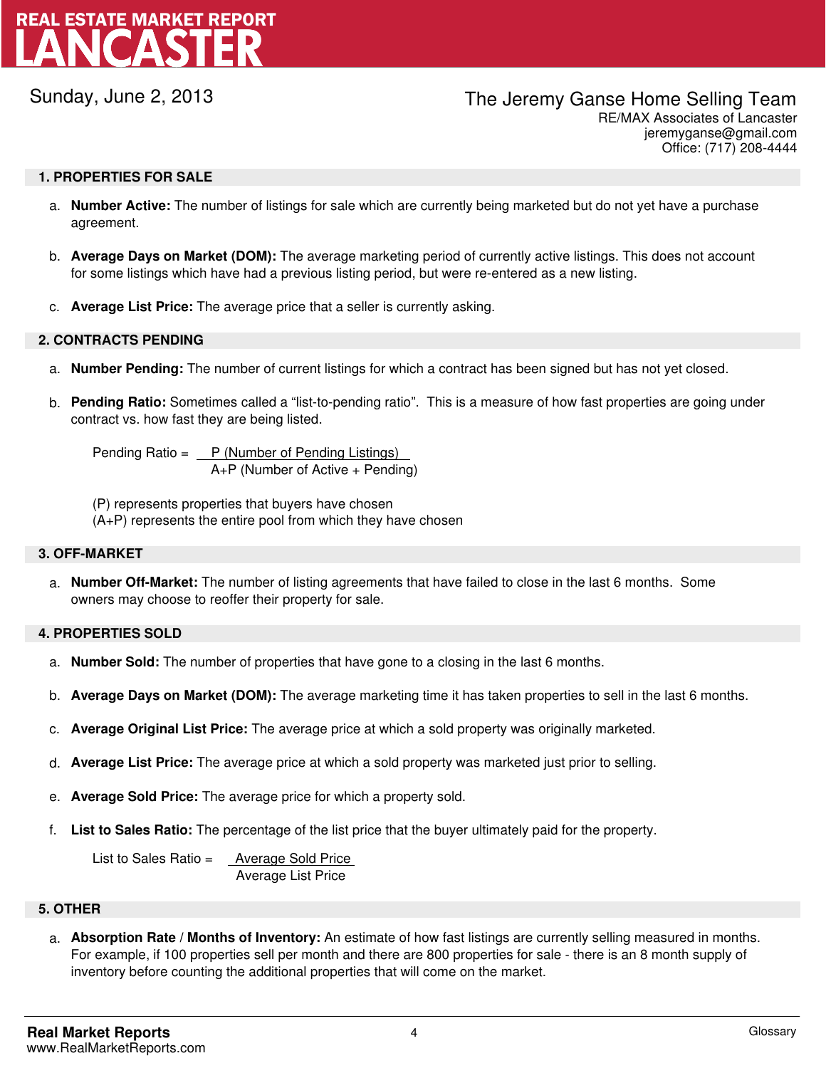# REAL ESTATE MARKET REPORT LANCASTER

Sunday, June 2, 2013

The Jeremy Ganse Home Selling Team
RE/MAX Associates of Lancaster
jeremyganse@gmail.com
Office: (717) 208-4444

## 1. PROPERTIES FOR SALE

a. **Number Active:** The number of listings for sale which are currently being marketed but do not yet have a purchase agreement.

b. **Average Days on Market (DOM):** The average marketing period of currently active listings. This does not account for some listings which have had a previous listing period, but were re-entered as a new listing.

c. **Average List Price:** The average price that a seller is currently asking.

## 2. CONTRACTS PENDING

a. **Number Pending:** The number of current listings for which a contract has been signed but has not yet closed.

b. **Pending Ratio:** Sometimes called a "list-to-pending ratio". This is a measure of how fast properties are going under contract vs. how fast they are being listed.

$$\text{Pending Ratio} = \frac{\text{P (Number of Pending Listings)}}{\text{A+P (Number of Active + Pending)}}$$

(P) represents properties that buyers have chosen
(A+P) represents the entire pool from which they have chosen

## 3. OFF-MARKET

a. **Number Off-Market:** The number of listing agreements that have failed to close in the last 6 months. Some owners may choose to reoffer their property for sale.

## 4. PROPERTIES SOLD

a. **Number Sold:** The number of properties that have gone to a closing in the last 6 months.

b. **Average Days on Market (DOM):** The average marketing time it has taken properties to sell in the last 6 months.

c. **Average Original List Price:** The average price at which a sold property was originally marketed.

d. **Average List Price:** The average price at which a sold property was marketed just prior to selling.

e. **Average Sold Price:** The average price for which a property sold.

f. **List to Sales Ratio:** The percentage of the list price that the buyer ultimately paid for the property.

$$\text{List to Sales Ratio} = \frac{\text{Average Sold Price}}{\text{Average List Price}}$$

## 5. OTHER

a. **Absorption Rate / Months of Inventory:** An estimate of how fast listings are currently selling measured in months. For example, if 100 properties sell per month and there are 800 properties for sale - there is an 8 month supply of inventory before counting the additional properties that will come on the market.